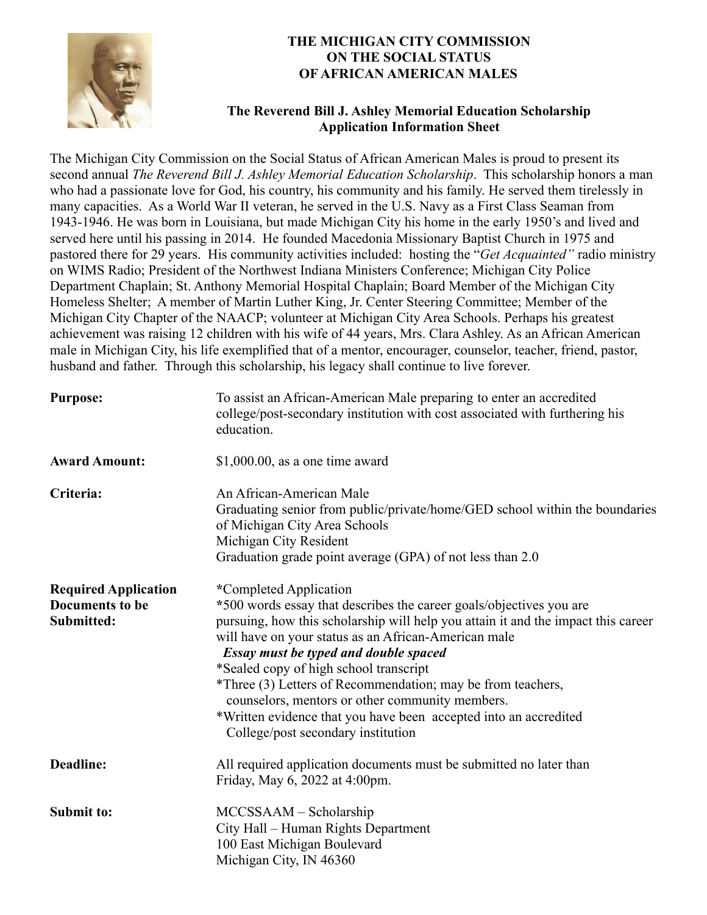# THE MICHIGAN CITY COMMISSION ON THE SOCIAL STATUS OF AFRICAN AMERICAN MALES

## The Reverend Bill J. Ashley Memorial Education Scholarship Application Information Sheet

The Michigan City Commission on the Social Status of African American Males is proud to present its second annual *The Reverend Bill J. Ashley Memorial Education Scholarship*. This scholarship honors a man who had a passionate love for God, his country, his community and his family. He served them tirelessly in many capacities. As a World War II veteran, he served in the U.S. Navy as a First Class Seaman from 1943-1946. He was born in Louisiana, but made Michigan City his home in the early 1950's and lived and served here until his passing in 2014. He founded Macedonia Missionary Baptist Church in 1975 and pastored there for 29 years. His community activities included: hosting the "*Get Acquainted"* radio ministry on WIMS Radio; President of the Northwest Indiana Ministers Conference; Michigan City Police Department Chaplain; St. Anthony Memorial Hospital Chaplain; Board Member of the Michigan City Homeless Shelter; A member of Martin Luther King, Jr. Center Steering Committee; Member of the Michigan City Chapter of the NAACP; volunteer at Michigan City Area Schools. Perhaps his greatest achievement was raising 12 children with his wife of 44 years, Mrs. Clara Ashley. As an African American male in Michigan City, his life exemplified that of a mentor, encourager, counselor, teacher, friend, pastor, husband and father. Through this scholarship, his legacy shall continue to live forever.

**Purpose:** To assist an African-American Male preparing to enter an accredited college/post-secondary institution with cost associated with furthering his education.

**Award Amount:** $1,000.00, as a one time award

**Criteria:**
An African-American Male
Graduating senior from public/private/home/GED school within the boundaries of Michigan City Area Schools
Michigan City Resident
Graduation grade point average (GPA) of not less than 2.0

**Required Application Documents to be Submitted:**

*Completed Application
*500 words essay that describes the career goals/objectives you are pursuing, how this scholarship will help you attain it and the impact this career will have on your status as an African-American male
***Essay must be typed and double spaced***
*Sealed copy of high school transcript
*Three (3) Letters of Recommendation; may be from teachers, counselors, mentors or other community members.
*Written evidence that you have been accepted into an accredited College/post secondary institution

**Deadline:** All required application documents must be submitted no later than Friday, May 6, 2022 at 4:00pm.

**Submit to:**
MCCSSAAM – Scholarship
City Hall – Human Rights Department
100 East Michigan Boulevard
Michigan City, IN 46360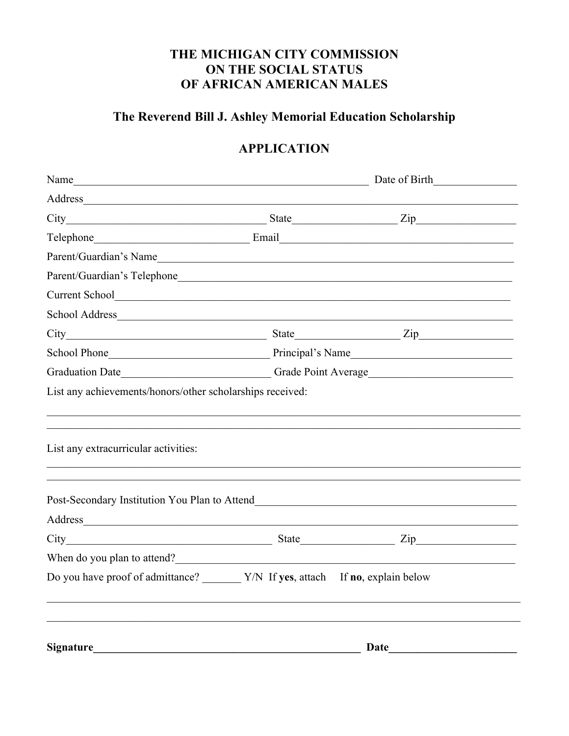# THE MICHIGAN CITY COMMISSION ON THE SOCIAL STATUS OF AFRICAN AMERICAN MALES

## The Reverend Bill J. Ashley Memorial Education Scholarship

## APPLICATION

Name_______________________________________________________ Date of Birth_______________

Address_____________________________________________________________________________

City____________________________________ State___________________ Zip__________________

Telephone____________________________ Email__________________________________________

Parent/Guardian's Name______________________________________________________________

Parent/Guardian's Telephone__________________________________________________________

Current School_______________________________________________________________________

School Address______________________________________________________________________

City____________________________________ State___________________ Zip_________________

School Phone______________________________ Principal's Name_____________________________

Graduation Date____________________________ Grade Point Average__________________________

List any achievements/honors/other scholarships received:

_____________________________________________________________________________________

_____________________________________________________________________________________

List any extracurricular activities:

_____________________________________________________________________________________

_____________________________________________________________________________________

Post-Secondary Institution You Plan to Attend_________________________________________________

Address_____________________________________________________________________________

City______________________________________ State_________________ Zip__________________

When do you plan to attend?___________________________________________________________

Do you have proof of admittance? _______ Y/N If **yes**, attach If **no**, explain below

_____________________________________________________________________________________

_____________________________________________________________________________________

**Signature**_________________________________________________ **Date**_______________________